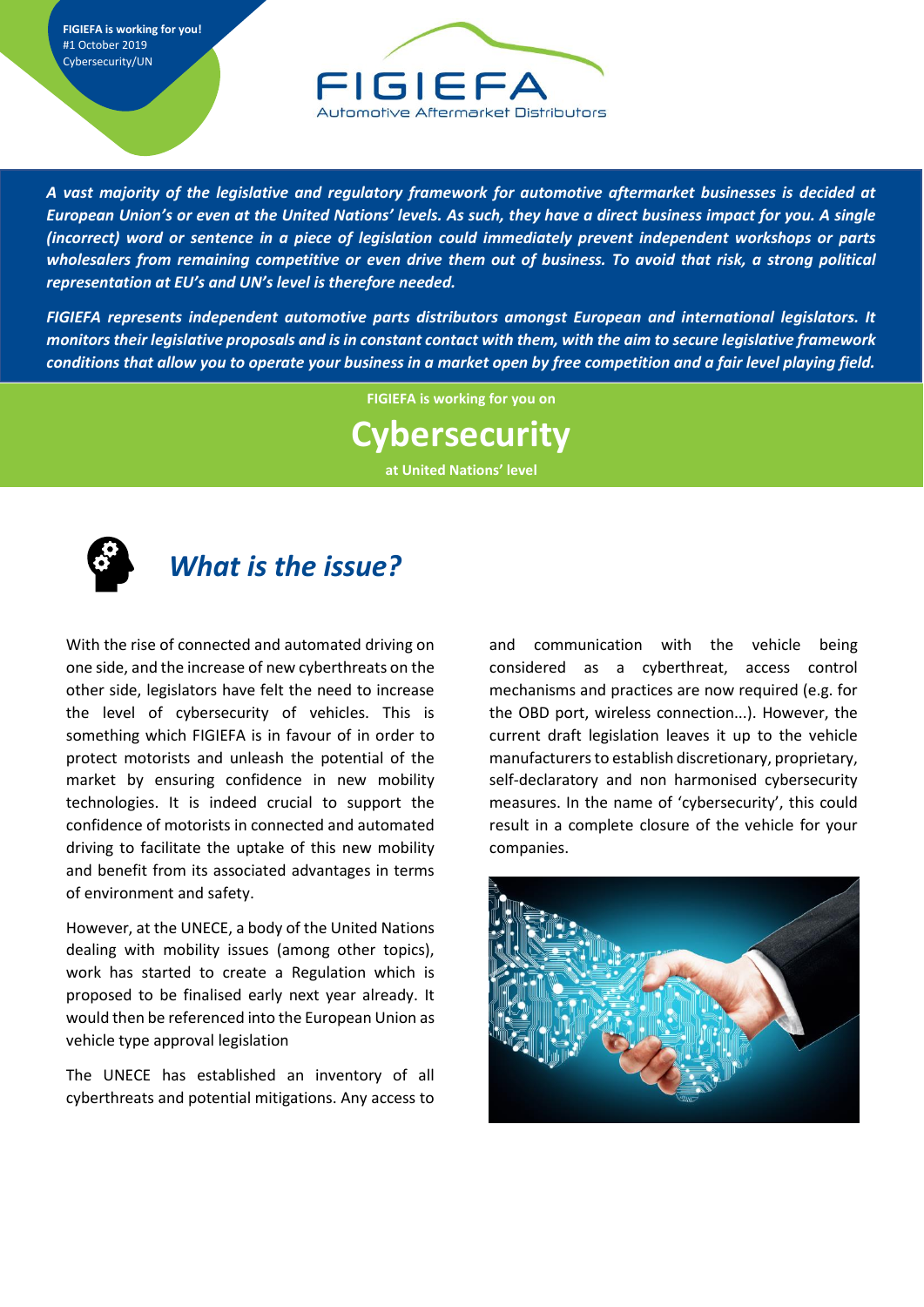FIGIEFA is working for you!
#1 October 2019
Cybersecurity/UN

FIGIEFA
Automotive Aftermarket Distributors

***A vast majority of the legislative and regulatory framework for automotive aftermarket businesses is decided at European Union's or even at the United Nations' levels. As such, they have a direct business impact for you. A single (incorrect) word or sentence in a piece of legislation could immediately prevent independent workshops or parts wholesalers from remaining competitive or even drive them out of business. To avoid that risk, a strong political representation at EU's and UN's level is therefore needed.***

***FIGIEFA represents independent automotive parts distributors amongst European and international legislators. It monitors their legislative proposals and is in constant contact with them, with the aim to secure legislative framework conditions that allow you to operate your business in a market open by free competition and a fair level playing field.***

**FIGIEFA is working for you on**

# Cybersecurity

**at United Nations' level**

## *What is the issue?*

With the rise of connected and automated driving on one side, and the increase of new cyberthreats on the other side, legislators have felt the need to increase the level of cybersecurity of vehicles. This is something which FIGIEFA is in favour of in order to protect motorists and unleash the potential of the market by ensuring confidence in new mobility technologies. It is indeed crucial to support the confidence of motorists in connected and automated driving to facilitate the uptake of this new mobility and benefit from its associated advantages in terms of environment and safety.

However, at the UNECE, a body of the United Nations dealing with mobility issues (among other topics), work has started to create a Regulation which is proposed to be finalised early next year already. It would then be referenced into the European Union as vehicle type approval legislation

The UNECE has established an inventory of all cyberthreats and potential mitigations. Any access to and communication with the vehicle being considered as a cyberthreat, access control mechanisms and practices are now required (e.g. for the OBD port, wireless connection...). However, the current draft legislation leaves it up to the vehicle manufacturers to establish discretionary, proprietary, self-declaratory and non harmonised cybersecurity measures. In the name of 'cybersecurity', this could result in a complete closure of the vehicle for your companies.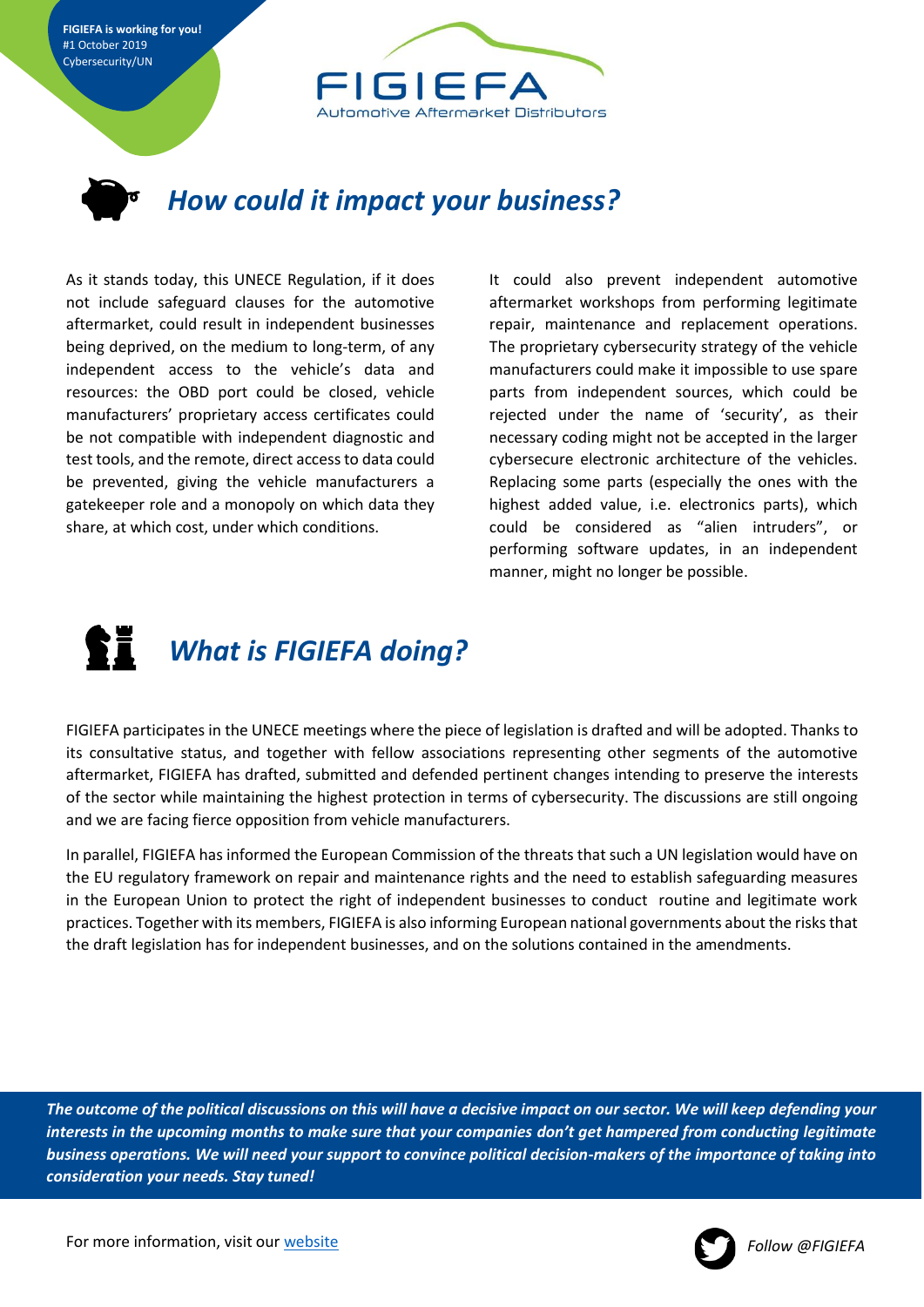FIGIEFA is working for you!
#1 October 2019
Cybersecurity/UN

## *How could it impact your business?*

As it stands today, this UNECE Regulation, if it does not include safeguard clauses for the automotive aftermarket, could result in independent businesses being deprived, on the medium to long-term, of any independent access to the vehicle's data and resources: the OBD port could be closed, vehicle manufacturers' proprietary access certificates could be not compatible with independent diagnostic and test tools, and the remote, direct access to data could be prevented, giving the vehicle manufacturers a gatekeeper role and a monopoly on which data they share, at which cost, under which conditions.

It could also prevent independent automotive aftermarket workshops from performing legitimate repair, maintenance and replacement operations. The proprietary cybersecurity strategy of the vehicle manufacturers could make it impossible to use spare parts from independent sources, which could be rejected under the name of 'security', as their necessary coding might not be accepted in the larger cybersecure electronic architecture of the vehicles. Replacing some parts (especially the ones with the highest added value, i.e. electronics parts), which could be considered as "alien intruders", or performing software updates, in an independent manner, might no longer be possible.

## *What is FIGIEFA doing?*

FIGIEFA participates in the UNECE meetings where the piece of legislation is drafted and will be adopted. Thanks to its consultative status, and together with fellow associations representing other segments of the automotive aftermarket, FIGIEFA has drafted, submitted and defended pertinent changes intending to preserve the interests of the sector while maintaining the highest protection in terms of cybersecurity. The discussions are still ongoing and we are facing fierce opposition from vehicle manufacturers.

In parallel, FIGIEFA has informed the European Commission of the threats that such a UN legislation would have on the EU regulatory framework on repair and maintenance rights and the need to establish safeguarding measures in the European Union to protect the right of independent businesses to conduct routine and legitimate work practices. Together with its members, FIGIEFA is also informing European national governments about the risks that the draft legislation has for independent businesses, and on the solutions contained in the amendments.

***The outcome of the political discussions on this will have a decisive impact on our sector. We will keep defending your interests in the upcoming months to make sure that your companies don't get hampered from conducting legitimate business operations. We will need your support to convince political decision-makers of the importance of taking into consideration your needs. Stay tuned!***

For more information, visit our website

*Follow @FIGIEFA*